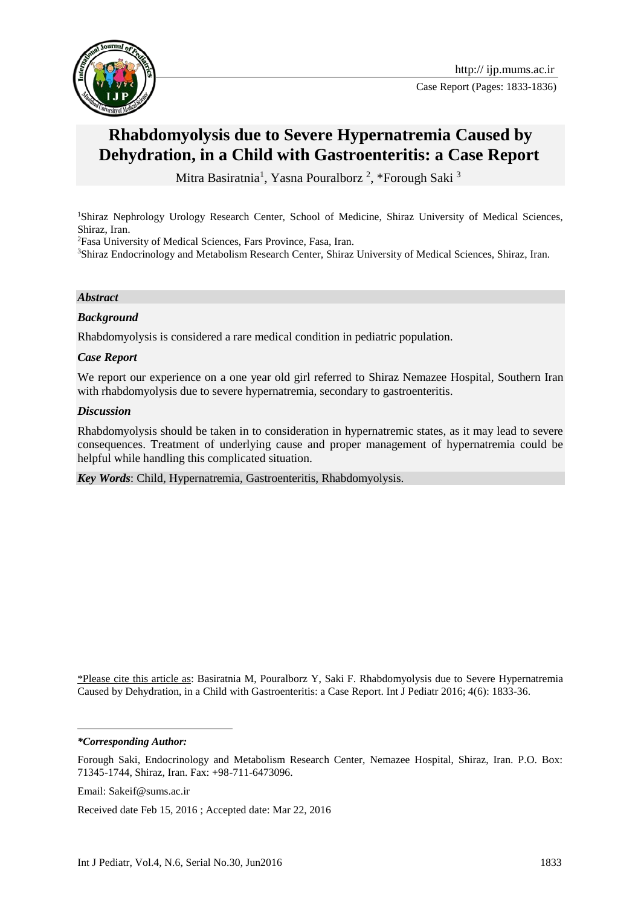# Rhabdomyolysis due to Severe Hypernatremia Caused by Dehydration, in a Child with Gastroenteritis: a Case Report

Mitra Basiratnia[1], Yasna Pouralborz [2], *Forough Saki [3]

[1]Shiraz Nephrology Urology Research Center, School of Medicine, Shiraz University of Medical Sciences, Shiraz, Iran.

[2]Fasa University of Medical Sciences, Fars Province, Fasa, Iran.

[3]Shiraz Endocrinology and Metabolism Research Center, Shiraz University of Medical Sciences, Shiraz, Iran.

***Abstract***

***Background***

Rhabdomyolysis is considered a rare medical condition in pediatric population.

***Case Report***

We report our experience on a one year old girl referred to Shiraz Nemazee Hospital, Southern Iran with rhabdomyolysis due to severe hypernatremia, secondary to gastroenteritis.

***Discussion***

Rhabdomyolysis should be taken in to consideration in hypernatremic states, as it may lead to severe consequences. Treatment of underlying cause and proper management of hypernatremia could be helpful while handling this complicated situation.

***Key Words***: Child, Hypernatremia, Gastroenteritis, Rhabdomyolysis.

*Please cite this article as: Basiratnia M, Pouralborz Y, Saki F. Rhabdomyolysis due to Severe Hypernatremia Caused by Dehydration, in a Child with Gastroenteritis: a Case Report. Int J Pediatr 2016; 4(6): 1833-36.

***\*Corresponding Author:***

Forough Saki, Endocrinology and Metabolism Research Center, Nemazee Hospital, Shiraz, Iran. P.O. Box: 71345-1744, Shiraz, Iran. Fax: +98-711-6473096.

Email: Sakeif@sums.ac.ir

Received date Feb 15, 2016 ; Accepted date: Mar 22, 2016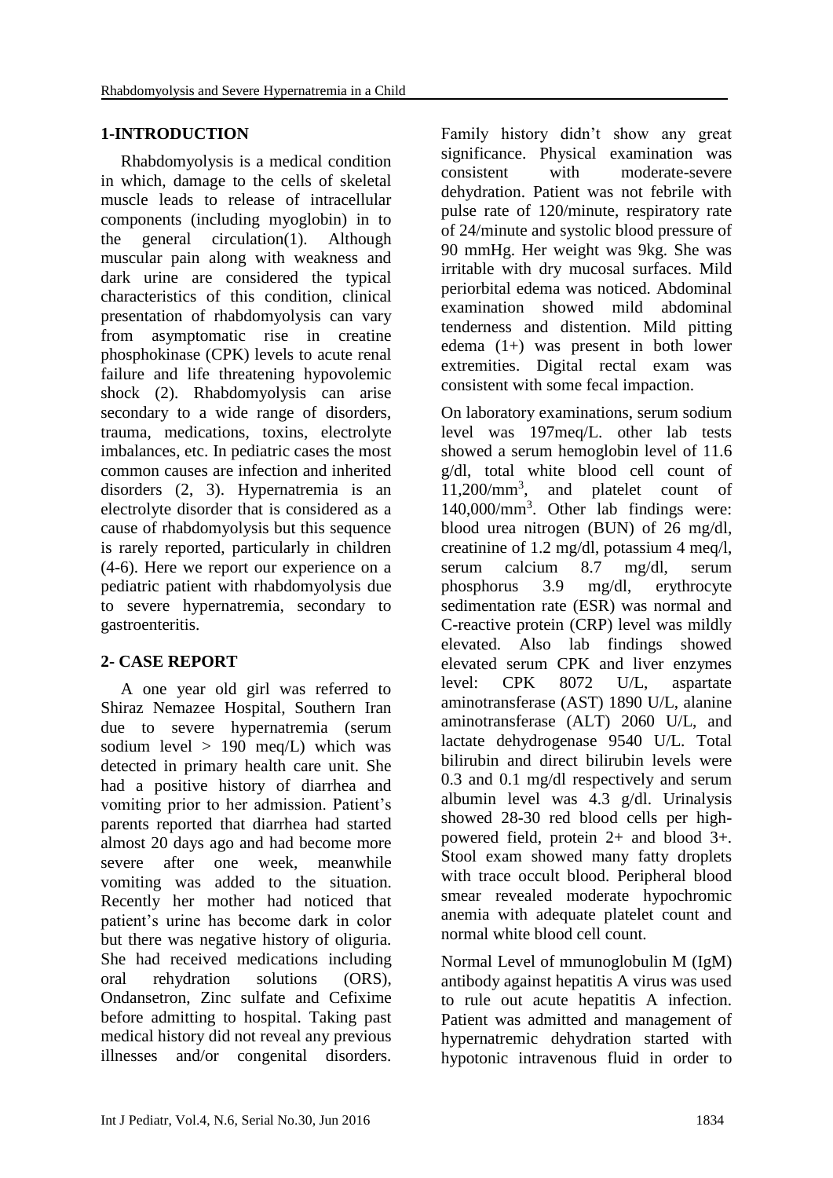## 1-INTRODUCTION

Rhabdomyolysis is a medical condition in which, damage to the cells of skeletal muscle leads to release of intracellular components (including myoglobin) in to the general circulation(1). Although muscular pain along with weakness and dark urine are considered the typical characteristics of this condition, clinical presentation of rhabdomyolysis can vary from asymptomatic rise in creatine phosphokinase (CPK) levels to acute renal failure and life threatening hypovolemic shock (2). Rhabdomyolysis can arise secondary to a wide range of disorders, trauma, medications, toxins, electrolyte imbalances, etc. In pediatric cases the most common causes are infection and inherited disorders (2, 3). Hypernatremia is an electrolyte disorder that is considered as a cause of rhabdomyolysis but this sequence is rarely reported, particularly in children (4-6). Here we report our experience on a pediatric patient with rhabdomyolysis due to severe hypernatremia, secondary to gastroenteritis.

## 2- CASE REPORT

A one year old girl was referred to Shiraz Nemazee Hospital, Southern Iran due to severe hypernatremia (serum sodium level > 190 meq/L) which was detected in primary health care unit. She had a positive history of diarrhea and vomiting prior to her admission. Patient's parents reported that diarrhea had started almost 20 days ago and had become more severe after one week, meanwhile vomiting was added to the situation. Recently her mother had noticed that patient's urine has become dark in color but there was negative history of oliguria. She had received medications including oral rehydration solutions (ORS), Ondansetron, Zinc sulfate and Cefixime before admitting to hospital. Taking past medical history did not reveal any previous illnesses and/or congenital disorders. Family history didn't show any great significance. Physical examination was consistent with moderate-severe dehydration. Patient was not febrile with pulse rate of 120/minute, respiratory rate of 24/minute and systolic blood pressure of 90 mmHg. Her weight was 9kg. She was irritable with dry mucosal surfaces. Mild periorbital edema was noticed. Abdominal examination showed mild abdominal tenderness and distention. Mild pitting edema (1+) was present in both lower extremities. Digital rectal exam was consistent with some fecal impaction.

On laboratory examinations, serum sodium level was 197meq/L. other lab tests showed a serum hemoglobin level of 11.6 g/dl, total white blood cell count of 11,200/mm$^3$, and platelet count of 140,000/mm$^3$. Other lab findings were: blood urea nitrogen (BUN) of 26 mg/dl, creatinine of 1.2 mg/dl, potassium 4 meq/l, serum calcium 8.7 mg/dl, serum phosphorus 3.9 mg/dl, erythrocyte sedimentation rate (ESR) was normal and C-reactive protein (CRP) level was mildly elevated. Also lab findings showed elevated serum CPK and liver enzymes level: CPK 8072 U/L, aspartate aminotransferase (AST) 1890 U/L, alanine aminotransferase (ALT) 2060 U/L, and lactate dehydrogenase 9540 U/L. Total bilirubin and direct bilirubin levels were 0.3 and 0.1 mg/dl respectively and serum albumin level was 4.3 g/dl. Urinalysis showed 28-30 red blood cells per high-powered field, protein 2+ and blood 3+. Stool exam showed many fatty droplets with trace occult blood. Peripheral blood smear revealed moderate hypochromic anemia with adequate platelet count and normal white blood cell count.

Normal Level of mmunoglobulin M (IgM) antibody against hepatitis A virus was used to rule out acute hepatitis A infection. Patient was admitted and management of hypernatremic dehydration started with hypotonic intravenous fluid in order to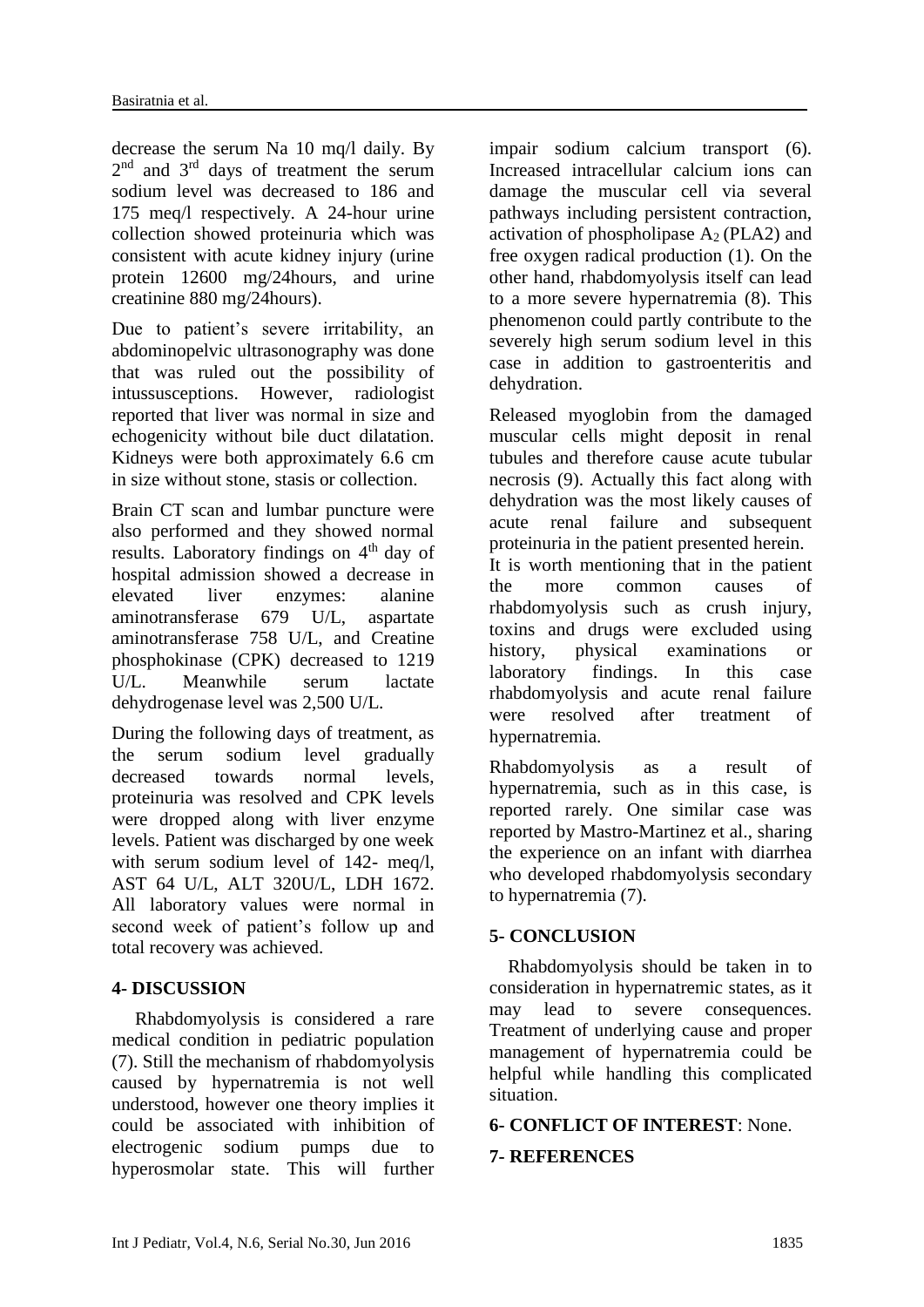decrease the serum Na 10 mq/l daily. By 2nd and 3rd days of treatment the serum sodium level was decreased to 186 and 175 meq/l respectively. A 24-hour urine collection showed proteinuria which was consistent with acute kidney injury (urine protein 12600 mg/24hours, and urine creatinine 880 mg/24hours).

Due to patient's severe irritability, an abdominopelvic ultrasonography was done that was ruled out the possibility of intussusceptions. However, radiologist reported that liver was normal in size and echogenicity without bile duct dilatation. Kidneys were both approximately 6.6 cm in size without stone, stasis or collection.

Brain CT scan and lumbar puncture were also performed and they showed normal results. Laboratory findings on 4th day of hospital admission showed a decrease in elevated liver enzymes: alanine aminotransferase 679 U/L, aspartate aminotransferase 758 U/L, and Creatine phosphokinase (CPK) decreased to 1219 U/L. Meanwhile serum lactate dehydrogenase level was 2,500 U/L.

During the following days of treatment, as the serum sodium level gradually decreased towards normal levels, proteinuria was resolved and CPK levels were dropped along with liver enzyme levels. Patient was discharged by one week with serum sodium level of 142- meq/l, AST 64 U/L, ALT 320U/L, LDH 1672. All laboratory values were normal in second week of patient's follow up and total recovery was achieved.

## 4- DISCUSSION

Rhabdomyolysis is considered a rare medical condition in pediatric population (7). Still the mechanism of rhabdomyolysis caused by hypernatremia is not well understood, however one theory implies it could be associated with inhibition of electrogenic sodium pumps due to hyperosmolar state. This will further impair sodium calcium transport (6). Increased intracellular calcium ions can damage the muscular cell via several pathways including persistent contraction, activation of phospholipase $A_2$ (PLA2) and free oxygen radical production (1). On the other hand, rhabdomyolysis itself can lead to a more severe hypernatremia (8). This phenomenon could partly contribute to the severely high serum sodium level in this case in addition to gastroenteritis and dehydration.

Released myoglobin from the damaged muscular cells might deposit in renal tubules and therefore cause acute tubular necrosis (9). Actually this fact along with dehydration was the most likely causes of acute renal failure and subsequent proteinuria in the patient presented herein.

It is worth mentioning that in the patient the more common causes of rhabdomyolysis such as crush injury, toxins and drugs were excluded using history, physical examinations or laboratory findings. In this case rhabdomyolysis and acute renal failure were resolved after treatment of hypernatremia.

Rhabdomyolysis as a result of hypernatremia, such as in this case, is reported rarely. One similar case was reported by Mastro-Martinez et al., sharing the experience on an infant with diarrhea who developed rhabdomyolysis secondary to hypernatremia (7).

## 5- CONCLUSION

Rhabdomyolysis should be taken in to consideration in hypernatremic states, as it may lead to severe consequences. Treatment of underlying cause and proper management of hypernatremia could be helpful while handling this complicated situation.

## 6- CONFLICT OF INTEREST: None.

## 7- REFERENCES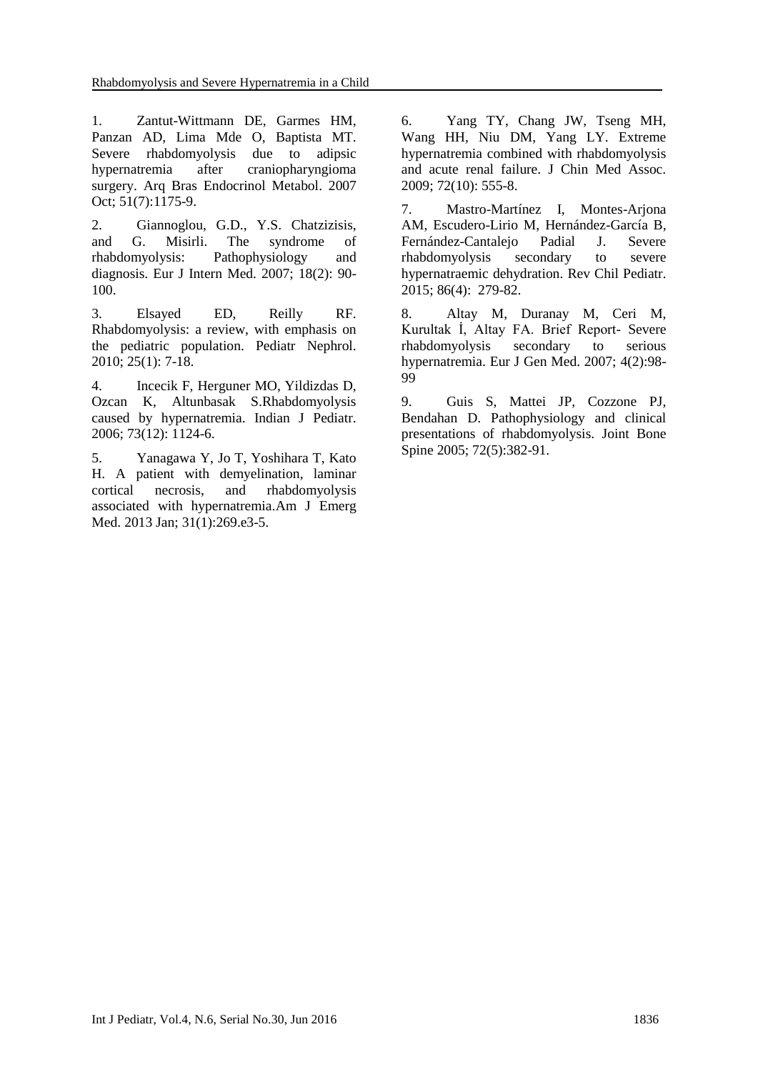1. Zantut-Wittmann DE, Garmes HM, Panzan AD, Lima Mde O, Baptista MT. Severe rhabdomyolysis due to adipsic hypernatremia after craniopharyngioma surgery. Arq Bras Endocrinol Metabol. 2007 Oct; 51(7):1175-9.

2. Giannoglou, G.D., Y.S. Chatzizisis, and G. Misirli. The syndrome of rhabdomyolysis: Pathophysiology and diagnosis. Eur J Intern Med. 2007; 18(2): 90-100.

3. Elsayed ED, Reilly RF. Rhabdomyolysis: a review, with emphasis on the pediatric population. Pediatr Nephrol. 2010; 25(1): 7-18.

4. Incecik F, Herguner MO, Yildizdas D, Ozcan K, Altunbasak S.Rhabdomyolysis caused by hypernatremia. Indian J Pediatr. 2006; 73(12): 1124-6.

5. Yanagawa Y, Jo T, Yoshihara T, Kato H. A patient with demyelination, laminar cortical necrosis, and rhabdomyolysis associated with hypernatremia.Am J Emerg Med. 2013 Jan; 31(1):269.e3-5.

6. Yang TY, Chang JW, Tseng MH, Wang HH, Niu DM, Yang LY. Extreme hypernatremia combined with rhabdomyolysis and acute renal failure. J Chin Med Assoc. 2009; 72(10): 555-8.

7. Mastro-Martínez I, Montes-Arjona AM, Escudero-Lirio M, Hernández-García B, Fernández-Cantalejo Padial J. Severe rhabdomyolysis secondary to severe hypernatraemic dehydration. Rev Chil Pediatr. 2015; 86(4): 279-82.

8. Altay M, Duranay M, Ceri M, Kurultak İ, Altay FA. Brief Report- Severe rhabdomyolysis secondary to serious hypernatremia. Eur J Gen Med. 2007; 4(2):98-99

9. Guis S, Mattei JP, Cozzone PJ, Bendahan D. Pathophysiology and clinical presentations of rhabdomyolysis. Joint Bone Spine 2005; 72(5):382-91.